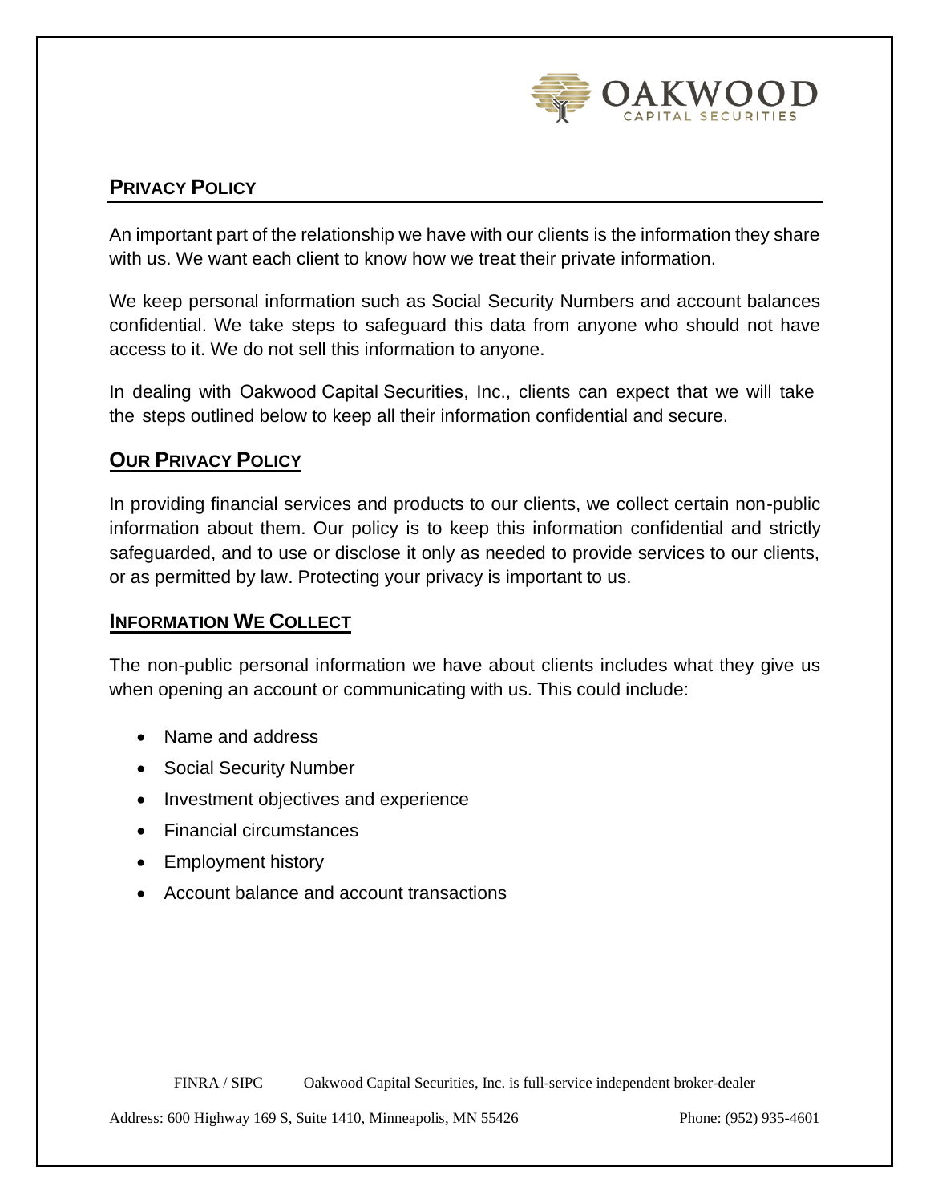OAKWOOD
CAPITAL SECURITIES

## Privacy Policy

An important part of the relationship we have with our clients is the information they share with us. We want each client to know how we treat their private information.

We keep personal information such as Social Security Numbers and account balances confidential. We take steps to safeguard this data from anyone who should not have access to it. We do not sell this information to anyone.

In dealing with Oakwood Capital Securities, Inc., clients can expect that we will take the steps outlined below to keep all their information confidential and secure.

## Our Privacy Policy

In providing financial services and products to our clients, we collect certain non-public information about them. Our policy is to keep this information confidential and strictly safeguarded, and to use or disclose it only as needed to provide services to our clients, or as permitted by law. Protecting your privacy is important to us.

## Information We Collect

The non-public personal information we have about clients includes what they give us when opening an account or communicating with us. This could include:

- Name and address
- Social Security Number
- Investment objectives and experience
- Financial circumstances
- Employment history
- Account balance and account transactions

FINRA / SIPC Oakwood Capital Securities, Inc. is full-service independent broker-dealer

Address: 600 Highway 169 S, Suite 1410, Minneapolis, MN 55426 Phone: (952) 935-4601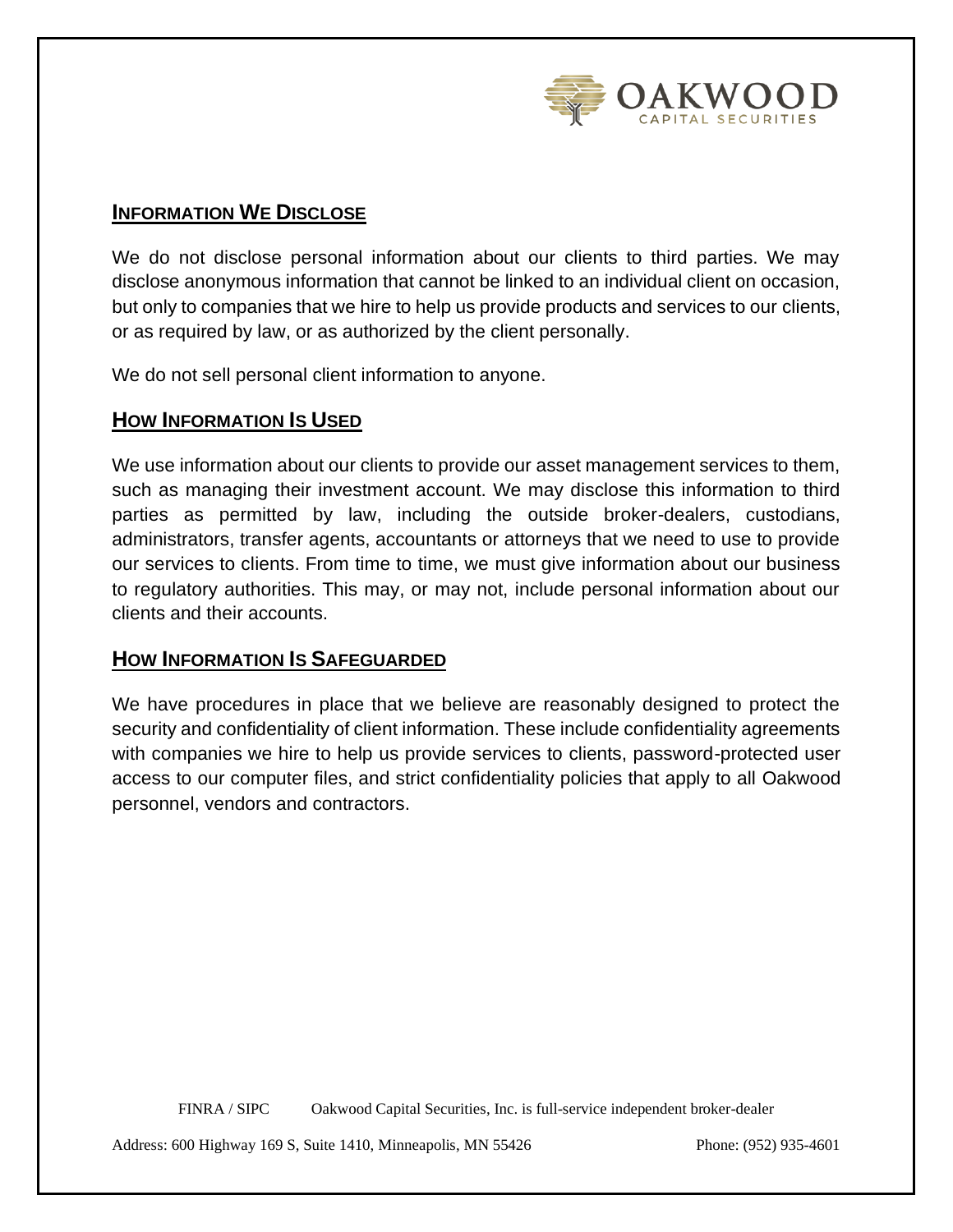## Information We Disclose

We do not disclose personal information about our clients to third parties. We may disclose anonymous information that cannot be linked to an individual client on occasion, but only to companies that we hire to help us provide products and services to our clients, or as required by law, or as authorized by the client personally.

We do not sell personal client information to anyone.

## How Information Is Used

We use information about our clients to provide our asset management services to them, such as managing their investment account. We may disclose this information to third parties as permitted by law, including the outside broker-dealers, custodians, administrators, transfer agents, accountants or attorneys that we need to use to provide our services to clients. From time to time, we must give information about our business to regulatory authorities. This may, or may not, include personal information about our clients and their accounts.

## How Information Is Safeguarded

We have procedures in place that we believe are reasonably designed to protect the security and confidentiality of client information. These include confidentiality agreements with companies we hire to help us provide services to clients, password-protected user access to our computer files, and strict confidentiality policies that apply to all Oakwood personnel, vendors and contractors.